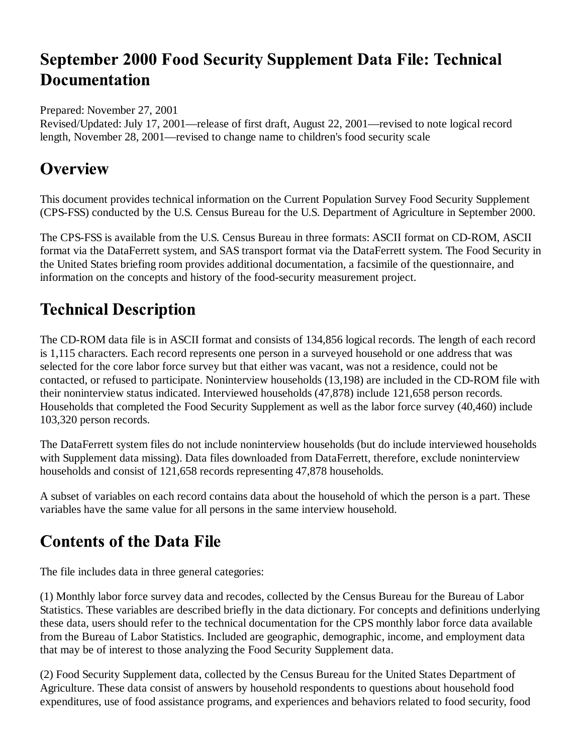# September 2000 Food Security Supplement Data File: Technical Documentation

Prepared: November 27, 2001
Revised/Updated: July 17, 2001—release of first draft, August 22, 2001—revised to note logical record length, November 28, 2001—revised to change name to children's food security scale

## Overview

This document provides technical information on the Current Population Survey Food Security Supplement (CPS-FSS) conducted by the U.S. Census Bureau for the U.S. Department of Agriculture in September 2000.

The CPS-FSS is available from the U.S. Census Bureau in three formats: ASCII format on CD-ROM, ASCII format via the DataFerrett system, and SAS transport format via the DataFerrett system. The Food Security in the United States briefing room provides additional documentation, a facsimile of the questionnaire, and information on the concepts and history of the food-security measurement project.

## Technical Description

The CD-ROM data file is in ASCII format and consists of 134,856 logical records. The length of each record is 1,115 characters. Each record represents one person in a surveyed household or one address that was selected for the core labor force survey but that either was vacant, was not a residence, could not be contacted, or refused to participate. Noninterview households (13,198) are included in the CD-ROM file with their noninterview status indicated. Interviewed households (47,878) include 121,658 person records. Households that completed the Food Security Supplement as well as the labor force survey (40,460) include 103,320 person records.

The DataFerrett system files do not include noninterview households (but do include interviewed households with Supplement data missing). Data files downloaded from DataFerrett, therefore, exclude noninterview households and consist of 121,658 records representing 47,878 households.

A subset of variables on each record contains data about the household of which the person is a part. These variables have the same value for all persons in the same interview household.

## Contents of the Data File

The file includes data in three general categories:

(1) Monthly labor force survey data and recodes, collected by the Census Bureau for the Bureau of Labor Statistics. These variables are described briefly in the data dictionary. For concepts and definitions underlying these data, users should refer to the technical documentation for the CPS monthly labor force data available from the Bureau of Labor Statistics. Included are geographic, demographic, income, and employment data that may be of interest to those analyzing the Food Security Supplement data.

(2) Food Security Supplement data, collected by the Census Bureau for the United States Department of Agriculture. These data consist of answers by household respondents to questions about household food expenditures, use of food assistance programs, and experiences and behaviors related to food security, food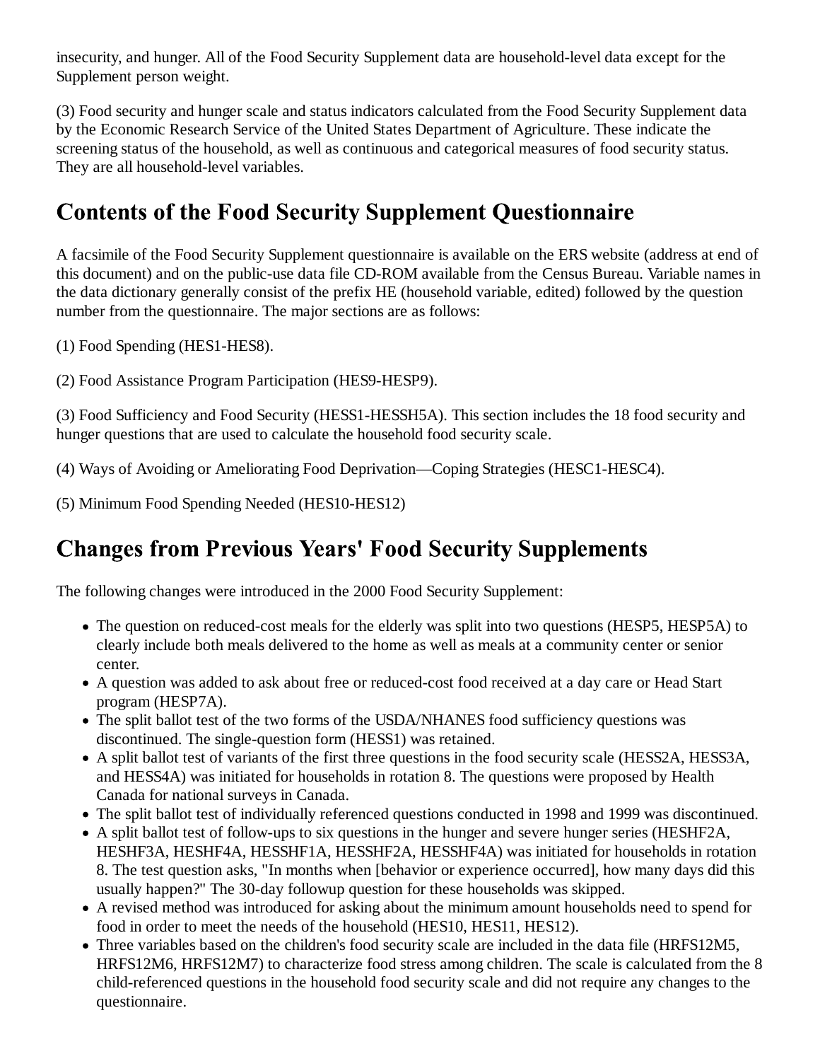insecurity, and hunger. All of the Food Security Supplement data are household-level data except for the Supplement person weight.

(3) Food security and hunger scale and status indicators calculated from the Food Security Supplement data by the Economic Research Service of the United States Department of Agriculture. These indicate the screening status of the household, as well as continuous and categorical measures of food security status. They are all household-level variables.

## Contents of the Food Security Supplement Questionnaire

A facsimile of the Food Security Supplement questionnaire is available on the ERS website (address at end of this document) and on the public-use data file CD-ROM available from the Census Bureau. Variable names in the data dictionary generally consist of the prefix HE (household variable, edited) followed by the question number from the questionnaire. The major sections are as follows:

(1) Food Spending (HES1-HES8).

(2) Food Assistance Program Participation (HES9-HESP9).

(3) Food Sufficiency and Food Security (HESS1-HESSH5A). This section includes the 18 food security and hunger questions that are used to calculate the household food security scale.

(4) Ways of Avoiding or Ameliorating Food Deprivation—Coping Strategies (HESC1-HESC4).

(5) Minimum Food Spending Needed (HES10-HES12)

## Changes from Previous Years' Food Security Supplements

The following changes were introduced in the 2000 Food Security Supplement:

- The question on reduced-cost meals for the elderly was split into two questions (HESP5, HESP5A) to clearly include both meals delivered to the home as well as meals at a community center or senior center.
- A question was added to ask about free or reduced-cost food received at a day care or Head Start program (HESP7A).
- The split ballot test of the two forms of the USDA/NHANES food sufficiency questions was discontinued. The single-question form (HESS1) was retained.
- A split ballot test of variants of the first three questions in the food security scale (HESS2A, HESS3A, and HESS4A) was initiated for households in rotation 8. The questions were proposed by Health Canada for national surveys in Canada.
- The split ballot test of individually referenced questions conducted in 1998 and 1999 was discontinued.
- A split ballot test of follow-ups to six questions in the hunger and severe hunger series (HESHF2A, HESHF3A, HESHF4A, HESSHF1A, HESSHF2A, HESSHF4A) was initiated for households in rotation 8. The test question asks, "In months when [behavior or experience occurred], how many days did this usually happen?" The 30-day followup question for these households was skipped.
- A revised method was introduced for asking about the minimum amount households need to spend for food in order to meet the needs of the household (HES10, HES11, HES12).
- Three variables based on the children's food security scale are included in the data file (HRFS12M5, HRFS12M6, HRFS12M7) to characterize food stress among children. The scale is calculated from the 8 child-referenced questions in the household food security scale and did not require any changes to the questionnaire.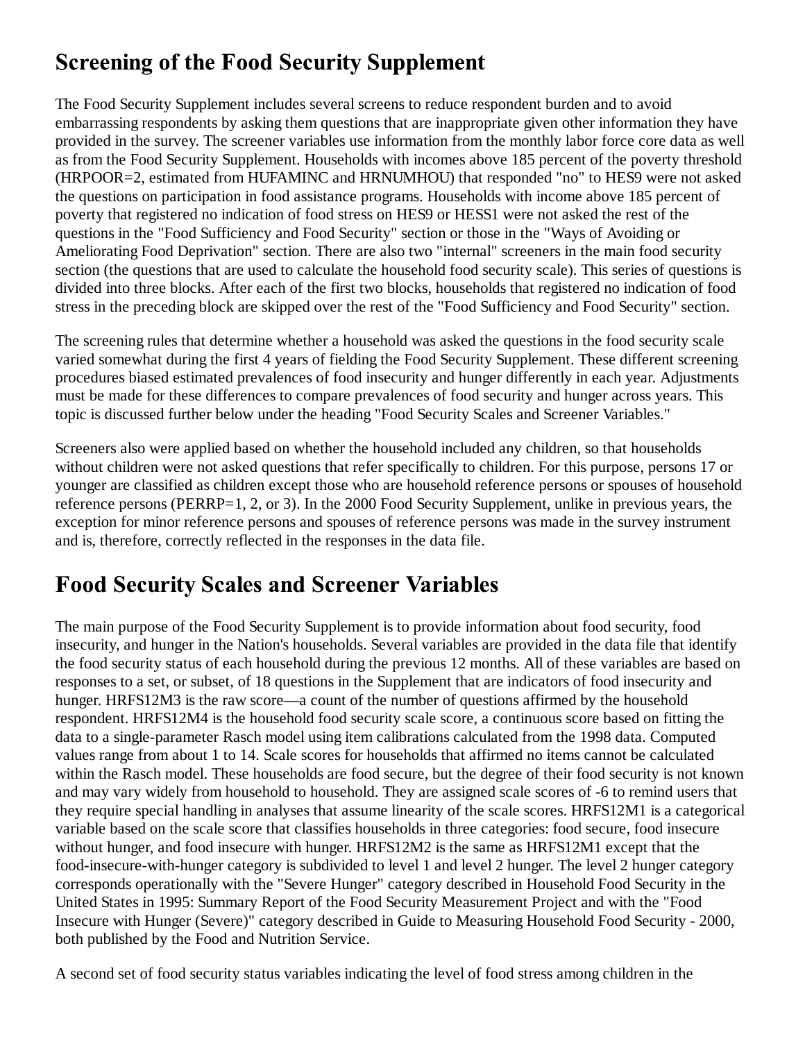## Screening of the Food Security Supplement

The Food Security Supplement includes several screens to reduce respondent burden and to avoid embarrassing respondents by asking them questions that are inappropriate given other information they have provided in the survey. The screener variables use information from the monthly labor force core data as well as from the Food Security Supplement. Households with incomes above 185 percent of the poverty threshold (HRPOOR=2, estimated from HUFAMINC and HRNUMHOU) that responded "no" to HES9 were not asked the questions on participation in food assistance programs. Households with income above 185 percent of poverty that registered no indication of food stress on HES9 or HESS1 were not asked the rest of the questions in the "Food Sufficiency and Food Security" section or those in the "Ways of Avoiding or Ameliorating Food Deprivation" section. There are also two "internal" screeners in the main food security section (the questions that are used to calculate the household food security scale). This series of questions is divided into three blocks. After each of the first two blocks, households that registered no indication of food stress in the preceding block are skipped over the rest of the "Food Sufficiency and Food Security" section.

The screening rules that determine whether a household was asked the questions in the food security scale varied somewhat during the first 4 years of fielding the Food Security Supplement. These different screening procedures biased estimated prevalences of food insecurity and hunger differently in each year. Adjustments must be made for these differences to compare prevalences of food security and hunger across years. This topic is discussed further below under the heading "Food Security Scales and Screener Variables."

Screeners also were applied based on whether the household included any children, so that households without children were not asked questions that refer specifically to children. For this purpose, persons 17 or younger are classified as children except those who are household reference persons or spouses of household reference persons (PERRP=1, 2, or 3). In the 2000 Food Security Supplement, unlike in previous years, the exception for minor reference persons and spouses of reference persons was made in the survey instrument and is, therefore, correctly reflected in the responses in the data file.

## Food Security Scales and Screener Variables

The main purpose of the Food Security Supplement is to provide information about food security, food insecurity, and hunger in the Nation's households. Several variables are provided in the data file that identify the food security status of each household during the previous 12 months. All of these variables are based on responses to a set, or subset, of 18 questions in the Supplement that are indicators of food insecurity and hunger. HRFS12M3 is the raw score—a count of the number of questions affirmed by the household respondent. HRFS12M4 is the household food security scale score, a continuous score based on fitting the data to a single-parameter Rasch model using item calibrations calculated from the 1998 data. Computed values range from about 1 to 14. Scale scores for households that affirmed no items cannot be calculated within the Rasch model. These households are food secure, but the degree of their food security is not known and may vary widely from household to household. They are assigned scale scores of -6 to remind users that they require special handling in analyses that assume linearity of the scale scores. HRFS12M1 is a categorical variable based on the scale score that classifies households in three categories: food secure, food insecure without hunger, and food insecure with hunger. HRFS12M2 is the same as HRFS12M1 except that the food-insecure-with-hunger category is subdivided to level 1 and level 2 hunger. The level 2 hunger category corresponds operationally with the "Severe Hunger" category described in Household Food Security in the United States in 1995: Summary Report of the Food Security Measurement Project and with the "Food Insecure with Hunger (Severe)" category described in Guide to Measuring Household Food Security - 2000, both published by the Food and Nutrition Service.

A second set of food security status variables indicating the level of food stress among children in the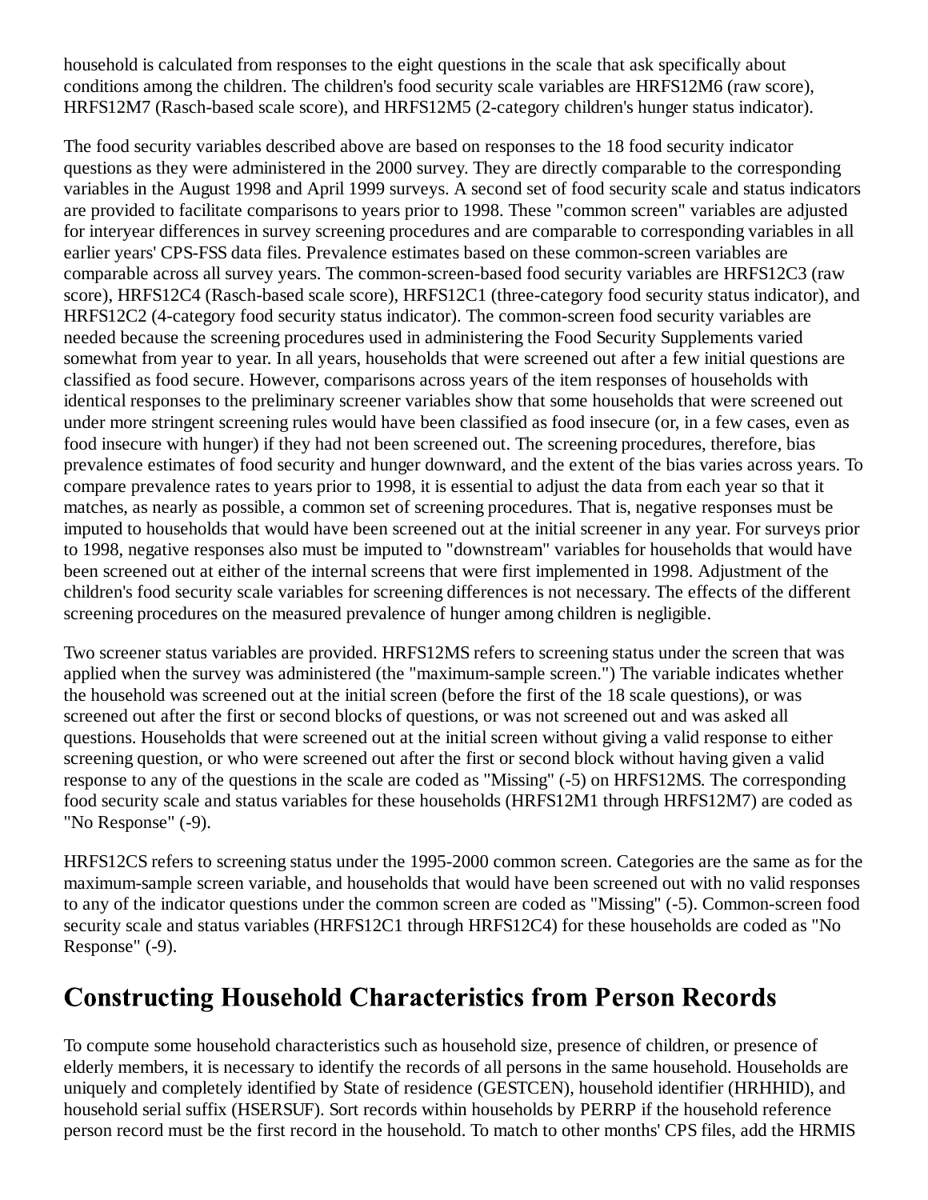household is calculated from responses to the eight questions in the scale that ask specifically about conditions among the children. The children's food security scale variables are HRFS12M6 (raw score), HRFS12M7 (Rasch-based scale score), and HRFS12M5 (2-category children's hunger status indicator).

The food security variables described above are based on responses to the 18 food security indicator questions as they were administered in the 2000 survey. They are directly comparable to the corresponding variables in the August 1998 and April 1999 surveys. A second set of food security scale and status indicators are provided to facilitate comparisons to years prior to 1998. These "common screen" variables are adjusted for interyear differences in survey screening procedures and are comparable to corresponding variables in all earlier years' CPS-FSS data files. Prevalence estimates based on these common-screen variables are comparable across all survey years. The common-screen-based food security variables are HRFS12C3 (raw score), HRFS12C4 (Rasch-based scale score), HRFS12C1 (three-category food security status indicator), and HRFS12C2 (4-category food security status indicator). The common-screen food security variables are needed because the screening procedures used in administering the Food Security Supplements varied somewhat from year to year. In all years, households that were screened out after a few initial questions are classified as food secure. However, comparisons across years of the item responses of households with identical responses to the preliminary screener variables show that some households that were screened out under more stringent screening rules would have been classified as food insecure (or, in a few cases, even as food insecure with hunger) if they had not been screened out. The screening procedures, therefore, bias prevalence estimates of food security and hunger downward, and the extent of the bias varies across years. To compare prevalence rates to years prior to 1998, it is essential to adjust the data from each year so that it matches, as nearly as possible, a common set of screening procedures. That is, negative responses must be imputed to households that would have been screened out at the initial screener in any year. For surveys prior to 1998, negative responses also must be imputed to "downstream" variables for households that would have been screened out at either of the internal screens that were first implemented in 1998. Adjustment of the children's food security scale variables for screening differences is not necessary. The effects of the different screening procedures on the measured prevalence of hunger among children is negligible.

Two screener status variables are provided. HRFS12MS refers to screening status under the screen that was applied when the survey was administered (the "maximum-sample screen.") The variable indicates whether the household was screened out at the initial screen (before the first of the 18 scale questions), or was screened out after the first or second blocks of questions, or was not screened out and was asked all questions. Households that were screened out at the initial screen without giving a valid response to either screening question, or who were screened out after the first or second block without having given a valid response to any of the questions in the scale are coded as "Missing" (-5) on HRFS12MS. The corresponding food security scale and status variables for these households (HRFS12M1 through HRFS12M7) are coded as "No Response" (-9).

HRFS12CS refers to screening status under the 1995-2000 common screen. Categories are the same as for the maximum-sample screen variable, and households that would have been screened out with no valid responses to any of the indicator questions under the common screen are coded as "Missing" (-5). Common-screen food security scale and status variables (HRFS12C1 through HRFS12C4) for these households are coded as "No Response" (-9).

## Constructing Household Characteristics from Person Records

To compute some household characteristics such as household size, presence of children, or presence of elderly members, it is necessary to identify the records of all persons in the same household. Households are uniquely and completely identified by State of residence (GESTCEN), household identifier (HRHHID), and household serial suffix (HSERSUF). Sort records within households by PERRP if the household reference person record must be the first record in the household. To match to other months' CPS files, add the HRMIS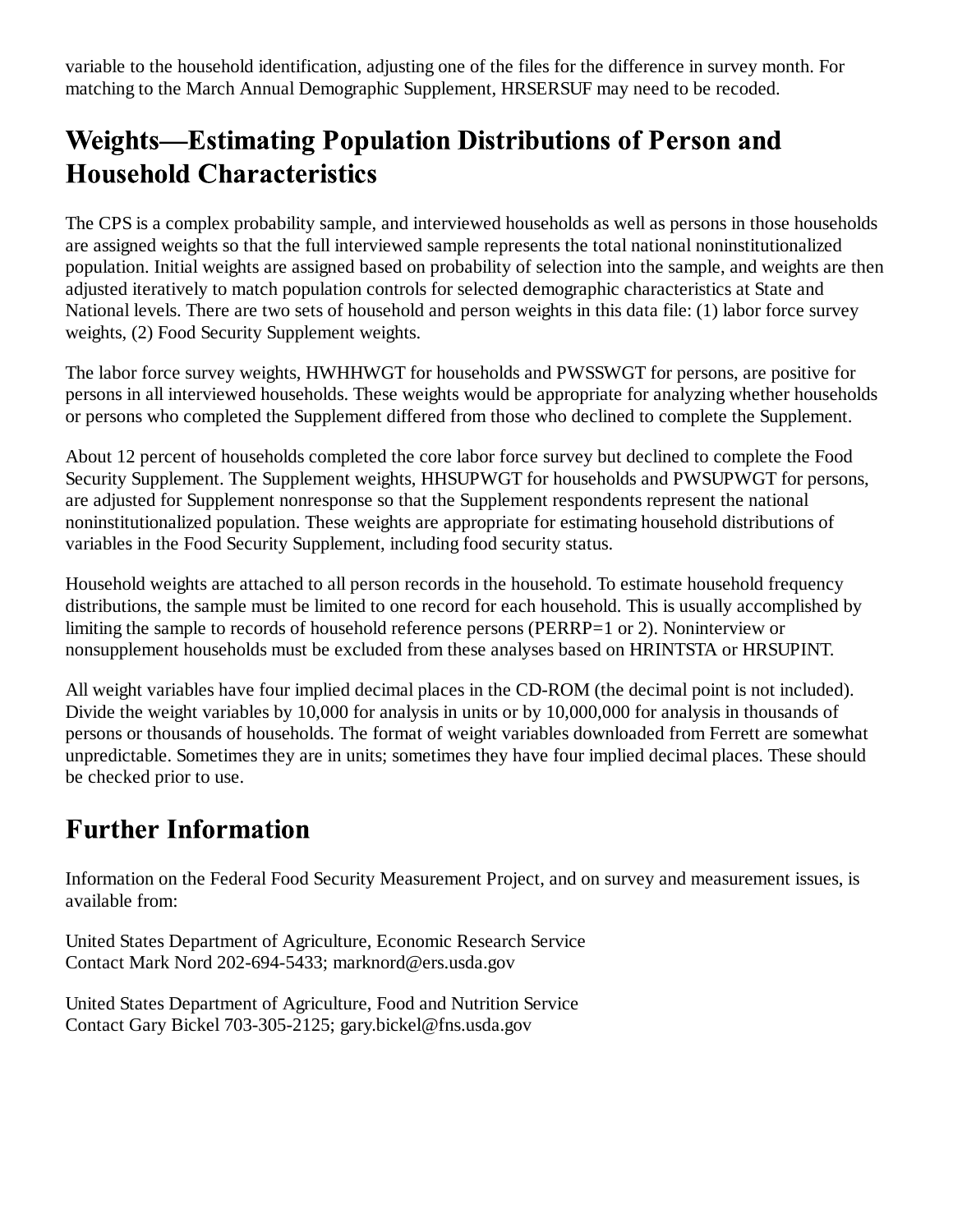variable to the household identification, adjusting one of the files for the difference in survey month. For matching to the March Annual Demographic Supplement, HRSERSUF may need to be recoded.

## Weights—Estimating Population Distributions of Person and Household Characteristics

The CPS is a complex probability sample, and interviewed households as well as persons in those households are assigned weights so that the full interviewed sample represents the total national noninstitutionalized population. Initial weights are assigned based on probability of selection into the sample, and weights are then adjusted iteratively to match population controls for selected demographic characteristics at State and National levels. There are two sets of household and person weights in this data file: (1) labor force survey weights, (2) Food Security Supplement weights.

The labor force survey weights, HWHHWGT for households and PWSSWGT for persons, are positive for persons in all interviewed households. These weights would be appropriate for analyzing whether households or persons who completed the Supplement differed from those who declined to complete the Supplement.

About 12 percent of households completed the core labor force survey but declined to complete the Food Security Supplement. The Supplement weights, HHSUPWGT for households and PWSUPWGT for persons, are adjusted for Supplement nonresponse so that the Supplement respondents represent the national noninstitutionalized population. These weights are appropriate for estimating household distributions of variables in the Food Security Supplement, including food security status.

Household weights are attached to all person records in the household. To estimate household frequency distributions, the sample must be limited to one record for each household. This is usually accomplished by limiting the sample to records of household reference persons (PERRP=1 or 2). Noninterview or nonsupplement households must be excluded from these analyses based on HRINTSTA or HRSUPINT.

All weight variables have four implied decimal places in the CD-ROM (the decimal point is not included). Divide the weight variables by 10,000 for analysis in units or by 10,000,000 for analysis in thousands of persons or thousands of households. The format of weight variables downloaded from Ferrett are somewhat unpredictable. Sometimes they are in units; sometimes they have four implied decimal places. These should be checked prior to use.

## Further Information

Information on the Federal Food Security Measurement Project, and on survey and measurement issues, is available from:

United States Department of Agriculture, Economic Research Service
Contact Mark Nord 202-694-5433; marknord@ers.usda.gov

United States Department of Agriculture, Food and Nutrition Service
Contact Gary Bickel 703-305-2125; gary.bickel@fns.usda.gov